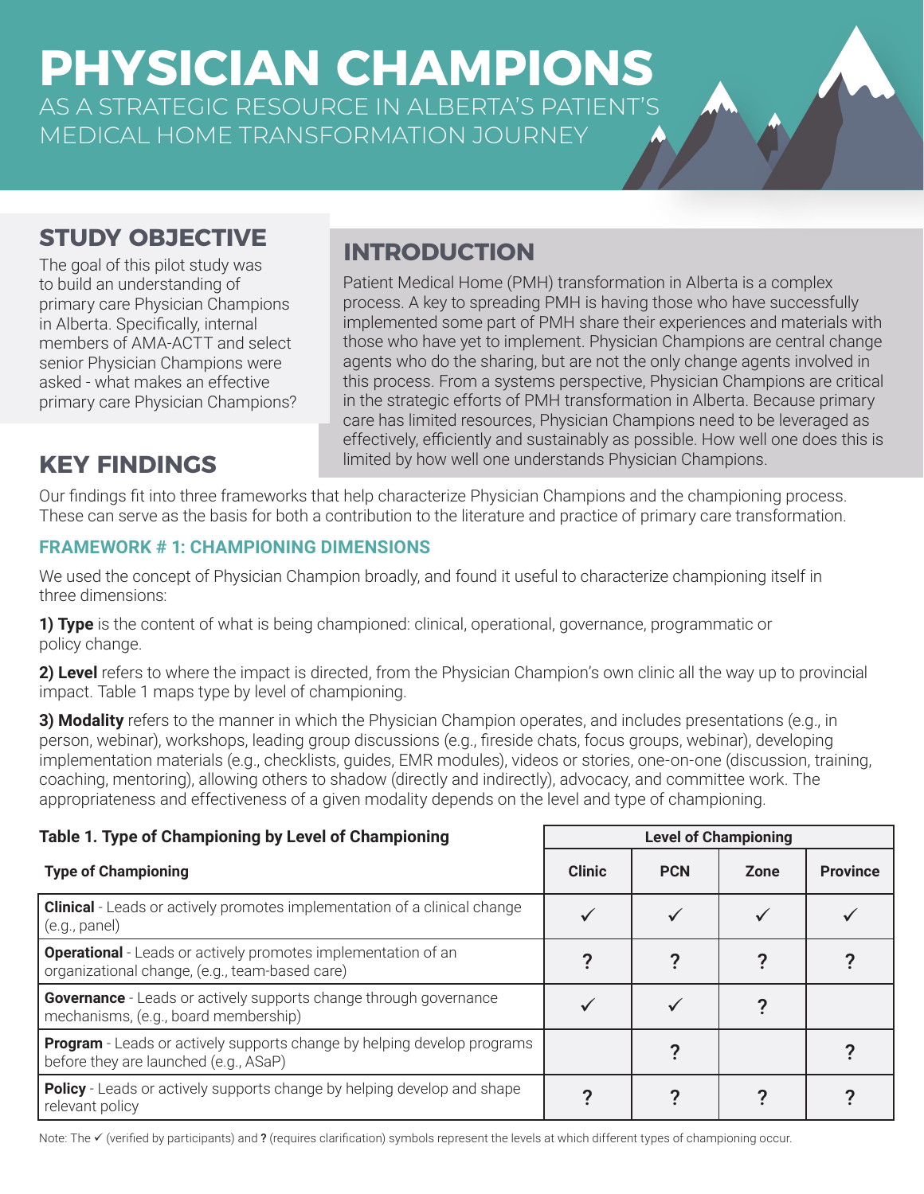# PHYSICIAN CHAMPIONS

AS A STRATEGIC RESOURCE IN ALBERTA'S PATIENT'S MEDICAL HOME TRANSFORMATION JOURNEY

## STUDY OBJECTIVE

The goal of this pilot study was to build an understanding of primary care Physician Champions in Alberta. Specifically, internal members of AMA-ACTT and select senior Physician Champions were asked - what makes an effective primary care Physician Champions?

## INTRODUCTION

Patient Medical Home (PMH) transformation in Alberta is a complex process. A key to spreading PMH is having those who have successfully implemented some part of PMH share their experiences and materials with those who have yet to implement. Physician Champions are central change agents who do the sharing, but are not the only change agents involved in this process. From a systems perspective, Physician Champions are critical in the strategic efforts of PMH transformation in Alberta. Because primary care has limited resources, Physician Champions need to be leveraged as effectively, efficiently and sustainably as possible. How well one does this is limited by how well one understands Physician Champions.

## KEY FINDINGS

Our findings fit into three frameworks that help characterize Physician Champions and the championing process. These can serve as the basis for both a contribution to the literature and practice of primary care transformation.

### FRAMEWORK # 1: CHAMPIONING DIMENSIONS

We used the concept of Physician Champion broadly, and found it useful to characterize championing itself in three dimensions:

**1) Type** is the content of what is being championed: clinical, operational, governance, programmatic or policy change.

**2) Level** refers to where the impact is directed, from the Physician Champion's own clinic all the way up to provincial impact. Table 1 maps type by level of championing.

**3) Modality** refers to the manner in which the Physician Champion operates, and includes presentations (e.g., in person, webinar), workshops, leading group discussions (e.g., fireside chats, focus groups, webinar), developing implementation materials (e.g., checklists, guides, EMR modules), videos or stories, one-on-one (discussion, training, coaching, mentoring), allowing others to shadow (directly and indirectly), advocacy, and committee work. The appropriateness and effectiveness of a given modality depends on the level and type of championing.

**Table 1. Type of Championing by Level of Championing**

| Type of Championing | Level of Championing | | | |
|---|---|---|---|---|
| | Clinic | PCN | Zone | Province |
| **Clinical** - Leads or actively promotes implementation of a clinical change (e.g., panel) | ✓ | ✓ | ✓ | ✓ |
| **Operational** - Leads or actively promotes implementation of an organizational change, (e.g., team-based care) | ? | ? | ? | ? |
| **Governance** - Leads or actively supports change through governance mechanisms, (e.g., board membership) | ✓ | ✓ | ? | |
| **Program** - Leads or actively supports change by helping develop programs before they are launched (e.g., ASaP) | | ? | | ? |
| **Policy** - Leads or actively supports change by helping develop and shape relevant policy | ? | ? | ? | ? |

Note: The ✓ (verified by participants) and **?** (requires clarification) symbols represent the levels at which different types of championing occur.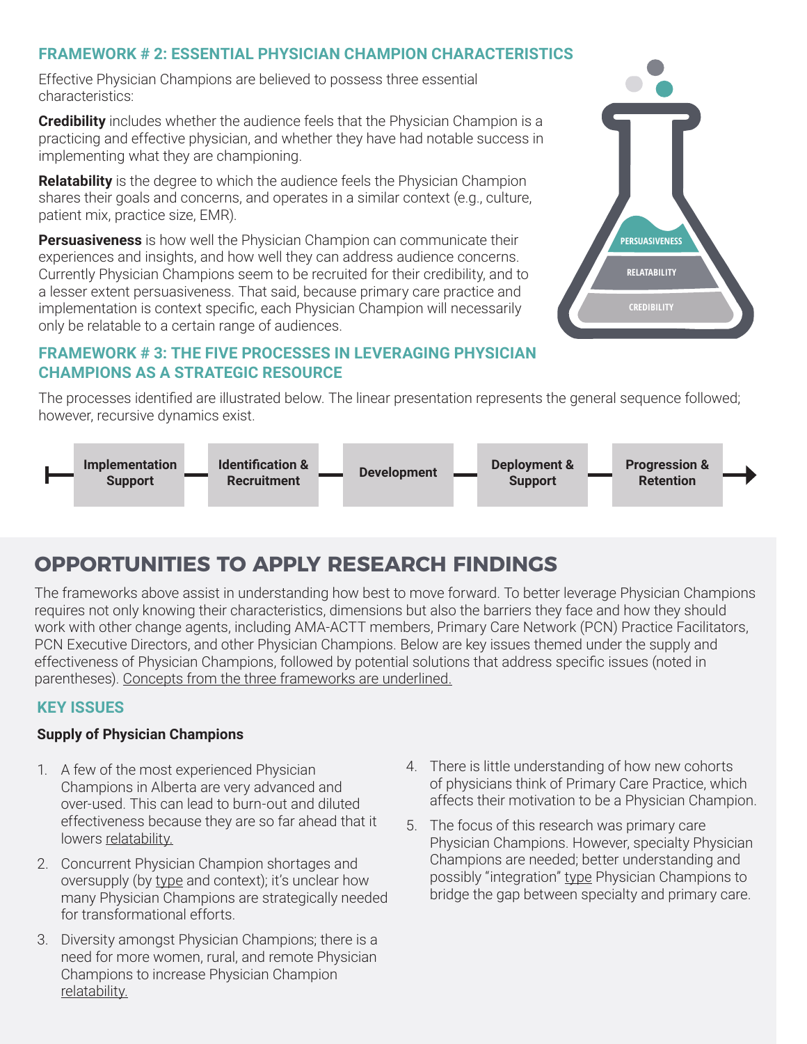### FRAMEWORK # 2: ESSENTIAL PHYSICIAN CHAMPION CHARACTERISTICS

Effective Physician Champions are believed to possess three essential characteristics:

**Credibility** includes whether the audience feels that the Physician Champion is a practicing and effective physician, and whether they have had notable success in implementing what they are championing.

**Relatability** is the degree to which the audience feels the Physician Champion shares their goals and concerns, and operates in a similar context (e.g., culture, patient mix, practice size, EMR).

**Persuasiveness** is how well the Physician Champion can communicate their experiences and insights, and how well they can address audience concerns. Currently Physician Champions seem to be recruited for their credibility, and to a lesser extent persuasiveness. That said, because primary care practice and implementation is context specific, each Physician Champion will necessarily only be relatable to a certain range of audiences.

PERSUASIVENESS

RELATABILITY

CREDIBILITY

### FRAMEWORK # 3: THE FIVE PROCESSES IN LEVERAGING PHYSICIAN CHAMPIONS AS A STRATEGIC RESOURCE

The processes identified are illustrated below. The linear presentation represents the general sequence followed; however, recursive dynamics exist.

Implementation Support → Identification & Recruitment → Development → Deployment & Support → Progression & Retention

## OPPORTUNITIES TO APPLY RESEARCH FINDINGS

The frameworks above assist in understanding how best to move forward. To better leverage Physician Champions requires not only knowing their characteristics, dimensions but also the barriers they face and how they should work with other change agents, including AMA-ACTT members, Primary Care Network (PCN) Practice Facilitators, PCN Executive Directors, and other Physician Champions. Below are key issues themed under the supply and effectiveness of Physician Champions, followed by potential solutions that address specific issues (noted in parentheses). <u>Concepts from the three frameworks are underlined.</u>

### KEY ISSUES

**Supply of Physician Champions**

1. A few of the most experienced Physician Champions in Alberta are very advanced and over-used. This can lead to burn-out and diluted effectiveness because they are so far ahead that it lowers <u>relatability.</u>
2. Concurrent Physician Champion shortages and oversupply (by <u>type</u> and context); it's unclear how many Physician Champions are strategically needed for transformational efforts.
3. Diversity amongst Physician Champions; there is a need for more women, rural, and remote Physician Champions to increase Physician Champion <u>relatability.</u>
4. There is little understanding of how new cohorts of physicians think of Primary Care Practice, which affects their motivation to be a Physician Champion.
5. The focus of this research was primary care Physician Champions. However, specialty Physician Champions are needed; better understanding and possibly "integration" <u>type</u> Physician Champions to bridge the gap between specialty and primary care.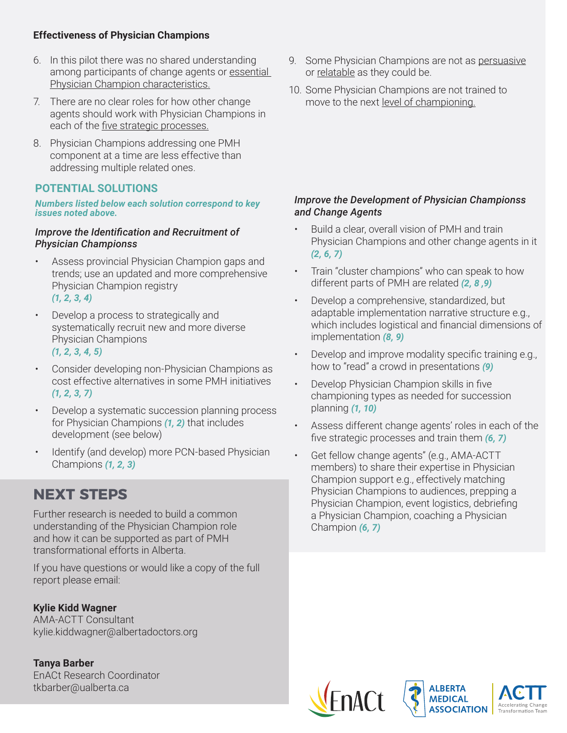**Effectiveness of Physician Champions**

6. In this pilot there was no shared understanding among participants of change agents or essential Physician Champion characteristics.
7. There are no clear roles for how other change agents should work with Physician Champions in each of the five strategic processes.
8. Physician Champions addressing one PMH component at a time are less effective than addressing multiple related ones.
9. Some Physician Champions are not as persuasive or relatable as they could be.
10. Some Physician Champions are not trained to move to the next level of championing.

## POTENTIAL SOLUTIONS

***Numbers listed below each solution correspond to key issues noted above.***

### *Improve the Identification and Recruitment of Physician Championss*

- Assess provincial Physician Champion gaps and trends; use an updated and more comprehensive Physician Champion registry ***(1, 2, 3, 4)***
- Develop a process to strategically and systematically recruit new and more diverse Physician Champions ***(1, 2, 3, 4, 5)***
- Consider developing non-Physician Champions as cost effective alternatives in some PMH initiatives ***(1, 2, 3, 7)***
- Develop a systematic succession planning process for Physician Champions ***(1, 2)*** that includes development (see below)
- Identify (and develop) more PCN-based Physician Champions ***(1, 2, 3)***

### *Improve the Development of Physician Championss and Change Agents*

- Build a clear, overall vision of PMH and train Physician Champions and other change agents in it ***(2, 6, 7)***
- Train "cluster champions" who can speak to how different parts of PMH are related ***(2, 8 ,9)***
- Develop a comprehensive, standardized, but adaptable implementation narrative structure e.g., which includes logistical and financial dimensions of implementation ***(8, 9)***
- Develop and improve modality specific training e.g., how to "read" a crowd in presentations ***(9)***
- Develop Physician Champion skills in five championing types as needed for succession planning ***(1, 10)***
- Assess different change agents' roles in each of the five strategic processes and train them ***(6, 7)***
- Get fellow change agents" (e.g., AMA-ACTT members) to share their expertise in Physician Champion support e.g., effectively matching Physician Champions to audiences, prepping a Physician Champion, event logistics, debriefing a Physician Champion, coaching a Physician Champion ***(6, 7)***

## NEXT STEPS

Further research is needed to build a common understanding of the Physician Champion role and how it can be supported as part of PMH transformational efforts in Alberta.

If you have questions or would like a copy of the full report please email:

**Kylie Kidd Wagner**
AMA-ACTT Consultant
kylie.kiddwagner@albertadoctors.org

**Tanya Barber**
EnACt Research Coordinator
tkbarber@ualberta.ca

EnACt
ALBERTA MEDICAL ASSOCIATION
ACTT Accelerating Change Transformation Team